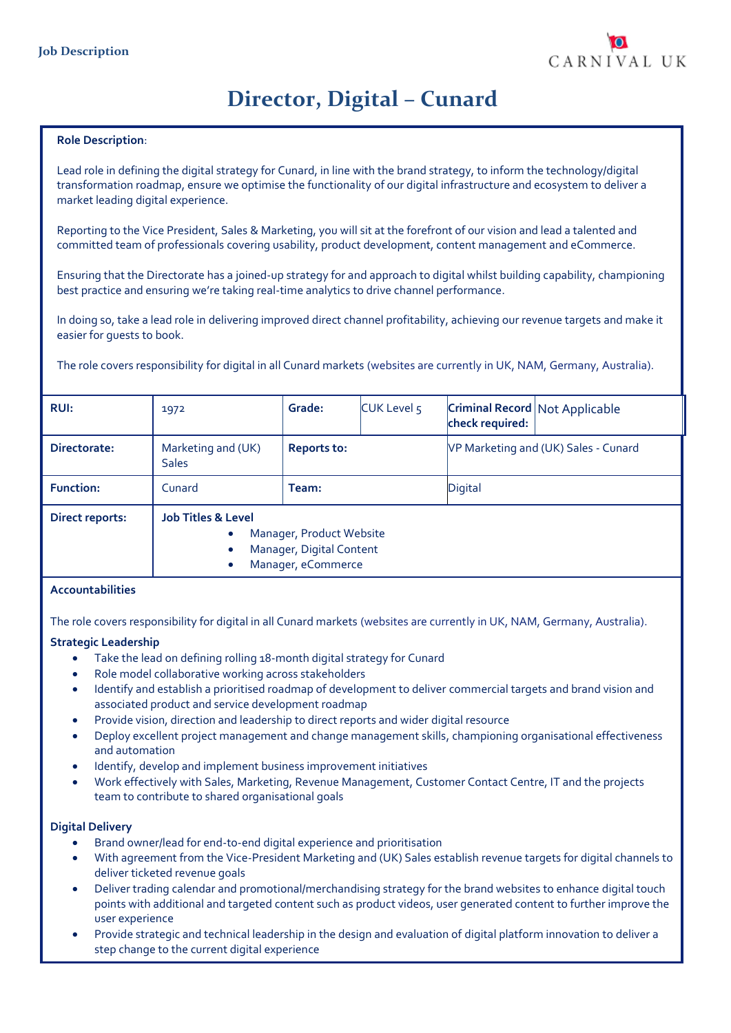Job Description

# Director, Digital – Cunard

**Role Description**:

Lead role in defining the digital strategy for Cunard, in line with the brand strategy, to inform the technology/digital transformation roadmap, ensure we optimise the functionality of our digital infrastructure and ecosystem to deliver a market leading digital experience.

Reporting to the Vice President, Sales & Marketing, you will sit at the forefront of our vision and lead a talented and committed team of professionals covering usability, product development, content management and eCommerce.

Ensuring that the Directorate has a joined-up strategy for and approach to digital whilst building capability, championing best practice and ensuring we're taking real-time analytics to drive channel performance.

In doing so, take a lead role in delivering improved direct channel profitability, achieving our revenue targets and make it easier for guests to book.

The role covers responsibility for digital in all Cunard markets (websites are currently in UK, NAM, Germany, Australia).

| **RUI:** | 1972 | **Grade:** | CUK Level 5 | **Criminal Record check required:** | Not Applicable |
|---|---|---|---|---|---|
| **Directorate:** | Marketing and (UK) Sales | **Reports to:** | | VP Marketing and (UK) Sales - Cunard | |
| **Function:** | Cunard | **Team:** | | Digital | |
| **Direct reports:** | **Job Titles & Level**<br>• Manager, Product Website<br>• Manager, Digital Content<br>• Manager, eCommerce | | | | |

**Accountabilities**

The role covers responsibility for digital in all Cunard markets (websites are currently in UK, NAM, Germany, Australia).

**Strategic Leadership**

- Take the lead on defining rolling 18-month digital strategy for Cunard
- Role model collaborative working across stakeholders
- Identify and establish a prioritised roadmap of development to deliver commercial targets and brand vision and associated product and service development roadmap
- Provide vision, direction and leadership to direct reports and wider digital resource
- Deploy excellent project management and change management skills, championing organisational effectiveness and automation
- Identify, develop and implement business improvement initiatives
- Work effectively with Sales, Marketing, Revenue Management, Customer Contact Centre, IT and the projects team to contribute to shared organisational goals

**Digital Delivery**

- Brand owner/lead for end-to-end digital experience and prioritisation
- With agreement from the Vice-President Marketing and (UK) Sales establish revenue targets for digital channels to deliver ticketed revenue goals
- Deliver trading calendar and promotional/merchandising strategy for the brand websites to enhance digital touch points with additional and targeted content such as product videos, user generated content to further improve the user experience
- Provide strategic and technical leadership in the design and evaluation of digital platform innovation to deliver a step change to the current digital experience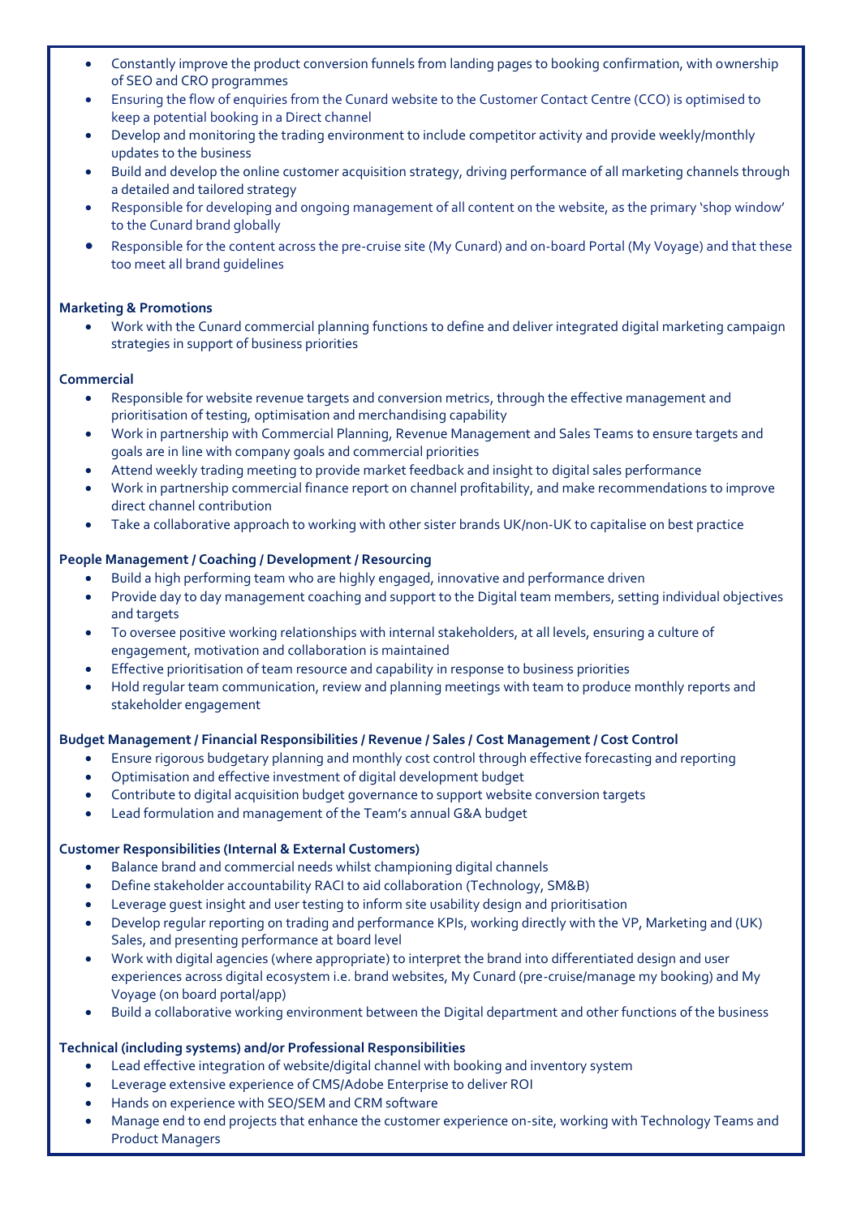- Constantly improve the product conversion funnels from landing pages to booking confirmation, with ownership of SEO and CRO programmes
- Ensuring the flow of enquiries from the Cunard website to the Customer Contact Centre (CCO) is optimised to keep a potential booking in a Direct channel
- Develop and monitoring the trading environment to include competitor activity and provide weekly/monthly updates to the business
- Build and develop the online customer acquisition strategy, driving performance of all marketing channels through a detailed and tailored strategy
- Responsible for developing and ongoing management of all content on the website, as the primary 'shop window' to the Cunard brand globally
- Responsible for the content across the pre-cruise site (My Cunard) and on-board Portal (My Voyage) and that these too meet all brand guidelines

**Marketing & Promotions**

- Work with the Cunard commercial planning functions to define and deliver integrated digital marketing campaign strategies in support of business priorities

**Commercial**

- Responsible for website revenue targets and conversion metrics, through the effective management and prioritisation of testing, optimisation and merchandising capability
- Work in partnership with Commercial Planning, Revenue Management and Sales Teams to ensure targets and goals are in line with company goals and commercial priorities
- Attend weekly trading meeting to provide market feedback and insight to digital sales performance
- Work in partnership commercial finance report on channel profitability, and make recommendations to improve direct channel contribution
- Take a collaborative approach to working with other sister brands UK/non-UK to capitalise on best practice

**People Management / Coaching / Development / Resourcing**

- Build a high performing team who are highly engaged, innovative and performance driven
- Provide day to day management coaching and support to the Digital team members, setting individual objectives and targets
- To oversee positive working relationships with internal stakeholders, at all levels, ensuring a culture of engagement, motivation and collaboration is maintained
- Effective prioritisation of team resource and capability in response to business priorities
- Hold regular team communication, review and planning meetings with team to produce monthly reports and stakeholder engagement

**Budget Management / Financial Responsibilities / Revenue / Sales / Cost Management / Cost Control**

- Ensure rigorous budgetary planning and monthly cost control through effective forecasting and reporting
- Optimisation and effective investment of digital development budget
- Contribute to digital acquisition budget governance to support website conversion targets
- Lead formulation and management of the Team's annual G&A budget

**Customer Responsibilities (Internal & External Customers)**

- Balance brand and commercial needs whilst championing digital channels
- Define stakeholder accountability RACI to aid collaboration (Technology, SM&B)
- Leverage guest insight and user testing to inform site usability design and prioritisation
- Develop regular reporting on trading and performance KPIs, working directly with the VP, Marketing and (UK) Sales, and presenting performance at board level
- Work with digital agencies (where appropriate) to interpret the brand into differentiated design and user experiences across digital ecosystem i.e. brand websites, My Cunard (pre-cruise/manage my booking) and My Voyage (on board portal/app)
- Build a collaborative working environment between the Digital department and other functions of the business

**Technical (including systems) and/or Professional Responsibilities**

- Lead effective integration of website/digital channel with booking and inventory system
- Leverage extensive experience of CMS/Adobe Enterprise to deliver ROI
- Hands on experience with SEO/SEM and CRM software
- Manage end to end projects that enhance the customer experience on-site, working with Technology Teams and Product Managers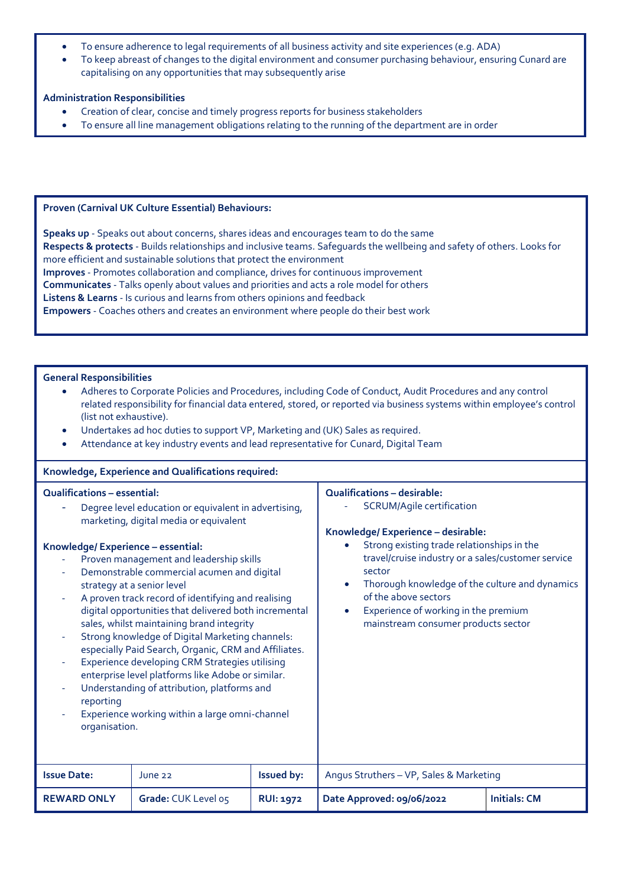- To ensure adherence to legal requirements of all business activity and site experiences (e.g. ADA)
- To keep abreast of changes to the digital environment and consumer purchasing behaviour, ensuring Cunard are capitalising on any opportunities that may subsequently arise

**Administration Responsibilities**

- Creation of clear, concise and timely progress reports for business stakeholders
- To ensure all line management obligations relating to the running of the department are in order

**Proven (Carnival UK Culture Essential) Behaviours:**

**Speaks up** - Speaks out about concerns, shares ideas and encourages team to do the same
**Respects & protects** - Builds relationships and inclusive teams. Safeguards the wellbeing and safety of others. Looks for more efficient and sustainable solutions that protect the environment
**Improves** - Promotes collaboration and compliance, drives for continuous improvement
**Communicates** - Talks openly about values and priorities and acts a role model for others
**Listens & Learns** - Is curious and learns from others opinions and feedback
**Empowers** - Coaches others and creates an environment where people do their best work

**General Responsibilities**

- Adheres to Corporate Policies and Procedures, including Code of Conduct, Audit Procedures and any control related responsibility for financial data entered, stored, or reported via business systems within employee's control (list not exhaustive).
- Undertakes ad hoc duties to support VP, Marketing and (UK) Sales as required.
- Attendance at key industry events and lead representative for Cunard, Digital Team

**Knowledge, Experience and Qualifications required:**

**Qualifications – essential:**

- Degree level education or equivalent in advertising, marketing, digital media or equivalent

**Knowledge/ Experience – essential:**

- Proven management and leadership skills
- Demonstrable commercial acumen and digital strategy at a senior level
- A proven track record of identifying and realising digital opportunities that delivered both incremental sales, whilst maintaining brand integrity
- Strong knowledge of Digital Marketing channels: especially Paid Search, Organic, CRM and Affiliates.
- Experience developing CRM Strategies utilising enterprise level platforms like Adobe or similar.
- Understanding of attribution, platforms and reporting
- Experience working within a large omni-channel organisation.

**Qualifications – desirable:**

- SCRUM/Agile certification

**Knowledge/ Experience – desirable:**

- Strong existing trade relationships in the travel/cruise industry or a sales/customer service sector
- Thorough knowledge of the culture and dynamics of the above sectors
- Experience of working in the premium mainstream consumer products sector

| | | | | |
|---|---|---|---|---|
| **Issue Date:** | June 22 | **Issued by:** | Angus Struthers – VP, Sales & Marketing | |
| **REWARD ONLY** | **Grade:** CUK Level 05 | **RUI: 1972** | **Date Approved: 09/06/2022** | **Initials: CM** |